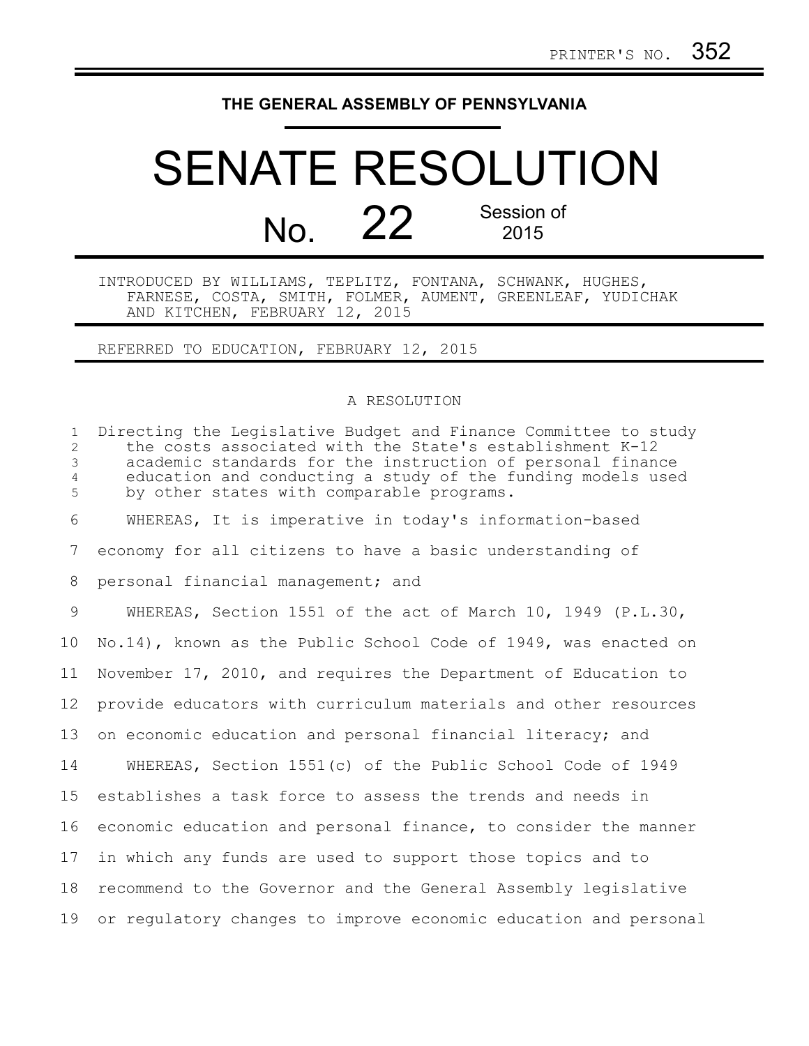PRINTER'S NO. 352

**THE GENERAL ASSEMBLY OF PENNSYLVANIA**

# SENATE RESOLUTION

## No. 22 Session of 2015

INTRODUCED BY WILLIAMS, TEPLITZ, FONTANA, SCHWANK, HUGHES, FARNESE, COSTA, SMITH, FOLMER, AUMENT, GREENLEAF, YUDICHAK AND KITCHEN, FEBRUARY 12, 2015

REFERRED TO EDUCATION, FEBRUARY 12, 2015

A RESOLUTION

Directing the Legislative Budget and Finance Committee to study the costs associated with the State's establishment K-12 academic standards for the instruction of personal finance education and conducting a study of the funding models used by other states with comparable programs.

WHEREAS, It is imperative in today's information-based economy for all citizens to have a basic understanding of personal financial management; and

WHEREAS, Section 1551 of the act of March 10, 1949 (P.L.30, No.14), known as the Public School Code of 1949, was enacted on November 17, 2010, and requires the Department of Education to provide educators with curriculum materials and other resources on economic education and personal financial literacy; and

WHEREAS, Section 1551(c) of the Public School Code of 1949 establishes a task force to assess the trends and needs in economic education and personal finance, to consider the manner in which any funds are used to support those topics and to recommend to the Governor and the General Assembly legislative or regulatory changes to improve economic education and personal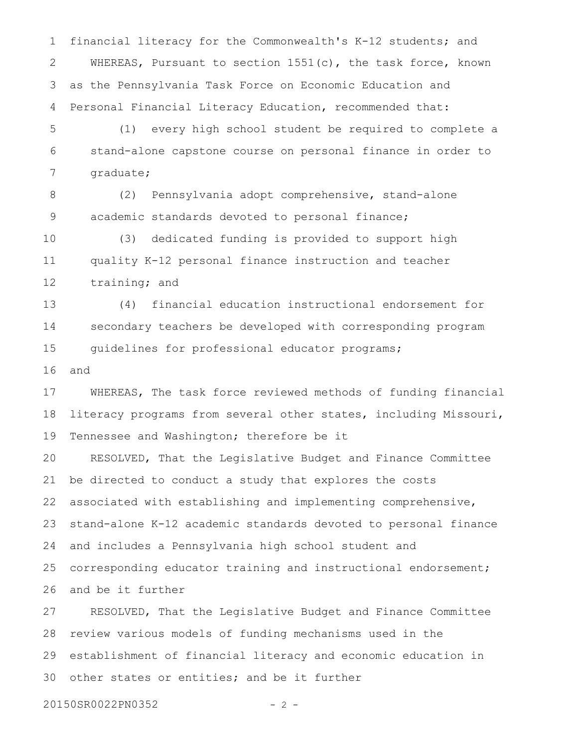financial literacy for the Commonwealth's K-12 students; and

WHEREAS, Pursuant to section 1551(c), the task force, known as the Pennsylvania Task Force on Economic Education and Personal Financial Literacy Education, recommended that:

(1) every high school student be required to complete a stand-alone capstone course on personal finance in order to graduate;

(2) Pennsylvania adopt comprehensive, stand-alone academic standards devoted to personal finance;

(3) dedicated funding is provided to support high quality K-12 personal finance instruction and teacher training; and

(4) financial education instructional endorsement for secondary teachers be developed with corresponding program guidelines for professional educator programs;

and

WHEREAS, The task force reviewed methods of funding financial literacy programs from several other states, including Missouri, Tennessee and Washington; therefore be it

RESOLVED, That the Legislative Budget and Finance Committee be directed to conduct a study that explores the costs associated with establishing and implementing comprehensive, stand-alone K-12 academic standards devoted to personal finance and includes a Pennsylvania high school student and corresponding educator training and instructional endorsement; and be it further

RESOLVED, That the Legislative Budget and Finance Committee review various models of funding mechanisms used in the establishment of financial literacy and economic education in other states or entities; and be it further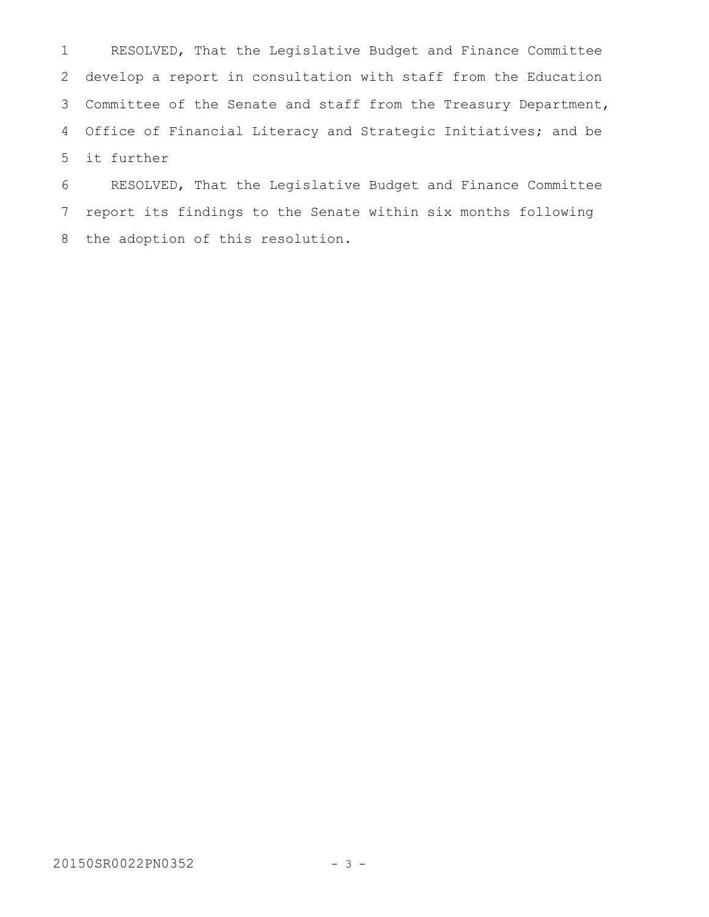RESOLVED, That the Legislative Budget and Finance Committee develop a report in consultation with staff from the Education Committee of the Senate and staff from the Treasury Department, Office of Financial Literacy and Strategic Initiatives; and be it further

RESOLVED, That the Legislative Budget and Finance Committee report its findings to the Senate within six months following the adoption of this resolution.